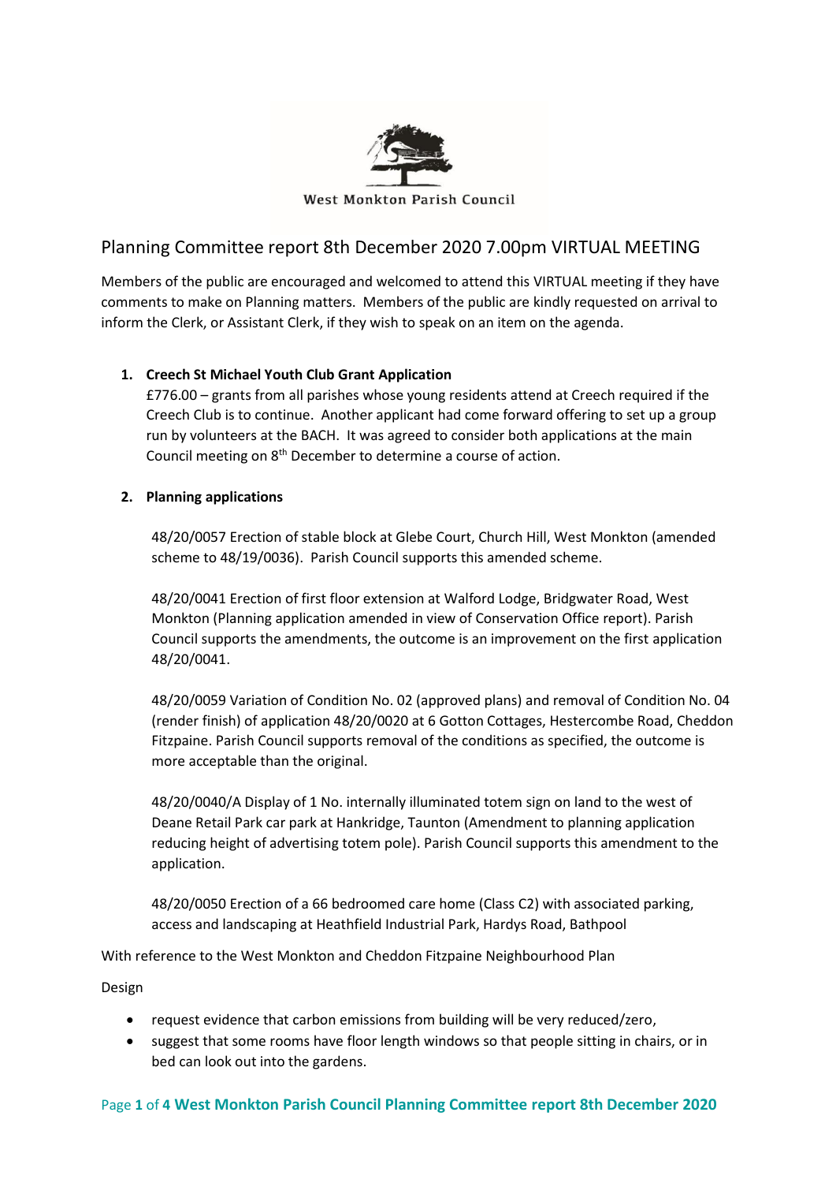West Monkton Parish Council

# Planning Committee report 8th December 2020 7.00pm VIRTUAL MEETING

Members of the public are encouraged and welcomed to attend this VIRTUAL meeting if they have comments to make on Planning matters. Members of the public are kindly requested on arrival to inform the Clerk, or Assistant Clerk, if they wish to speak on an item on the agenda.

1. **Creech St Michael Youth Club Grant Application**
   £776.00 – grants from all parishes whose young residents attend at Creech required if the Creech Club is to continue. Another applicant had come forward offering to set up a group run by volunteers at the BACH. It was agreed to consider both applications at the main Council meeting on 8th December to determine a course of action.

2. **Planning applications**

   48/20/0057 Erection of stable block at Glebe Court, Church Hill, West Monkton (amended scheme to 48/19/0036). Parish Council supports this amended scheme.

   48/20/0041 Erection of first floor extension at Walford Lodge, Bridgwater Road, West Monkton (Planning application amended in view of Conservation Office report). Parish Council supports the amendments, the outcome is an improvement on the first application 48/20/0041.

   48/20/0059 Variation of Condition No. 02 (approved plans) and removal of Condition No. 04 (render finish) of application 48/20/0020 at 6 Gotton Cottages, Hestercombe Road, Cheddon Fitzpaine. Parish Council supports removal of the conditions as specified, the outcome is more acceptable than the original.

   48/20/0040/A Display of 1 No. internally illuminated totem sign on land to the west of Deane Retail Park car park at Hankridge, Taunton (Amendment to planning application reducing height of advertising totem pole). Parish Council supports this amendment to the application.

   48/20/0050 Erection of a 66 bedroomed care home (Class C2) with associated parking, access and landscaping at Heathfield Industrial Park, Hardys Road, Bathpool

With reference to the West Monkton and Cheddon Fitzpaine Neighbourhood Plan

Design

- request evidence that carbon emissions from building will be very reduced/zero,
- suggest that some rooms have floor length windows so that people sitting in chairs, or in bed can look out into the gardens.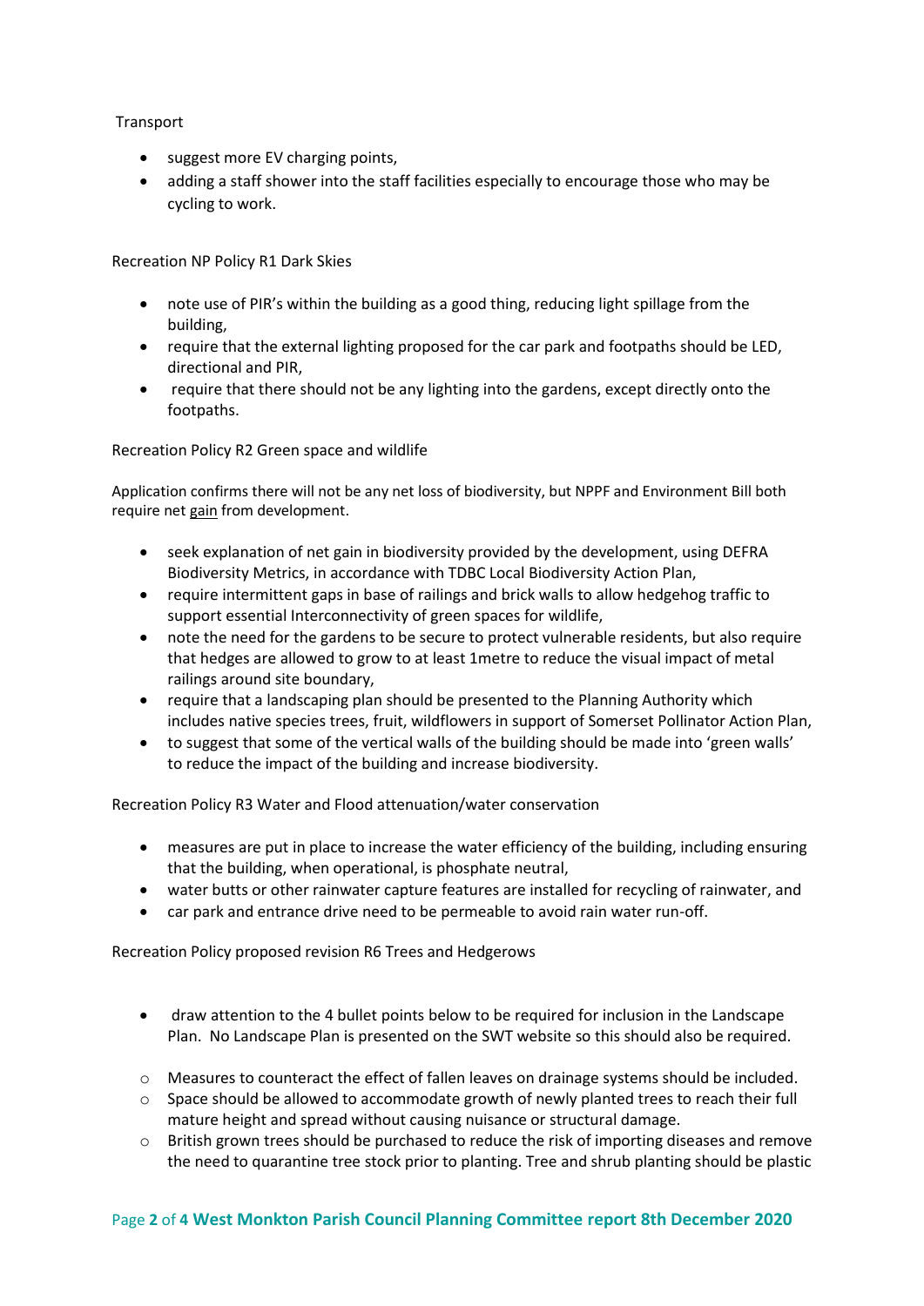Transport

- suggest more EV charging points,
- adding a staff shower into the staff facilities especially to encourage those who may be cycling to work.

Recreation NP Policy R1 Dark Skies

- note use of PIR's within the building as a good thing, reducing light spillage from the building,
- require that the external lighting proposed for the car park and footpaths should be LED, directional and PIR,
- require that there should not be any lighting into the gardens, except directly onto the footpaths.

Recreation Policy R2 Green space and wildlife

Application confirms there will not be any net loss of biodiversity, but NPPF and Environment Bill both require net gain from development.

- seek explanation of net gain in biodiversity provided by the development, using DEFRA Biodiversity Metrics, in accordance with TDBC Local Biodiversity Action Plan,
- require intermittent gaps in base of railings and brick walls to allow hedgehog traffic to support essential Interconnectivity of green spaces for wildlife,
- note the need for the gardens to be secure to protect vulnerable residents, but also require that hedges are allowed to grow to at least 1metre to reduce the visual impact of metal railings around site boundary,
- require that a landscaping plan should be presented to the Planning Authority which includes native species trees, fruit, wildflowers in support of Somerset Pollinator Action Plan,
- to suggest that some of the vertical walls of the building should be made into 'green walls' to reduce the impact of the building and increase biodiversity.

Recreation Policy R3 Water and Flood attenuation/water conservation

- measures are put in place to increase the water efficiency of the building, including ensuring that the building, when operational, is phosphate neutral,
- water butts or other rainwater capture features are installed for recycling of rainwater, and
- car park and entrance drive need to be permeable to avoid rain water run-off.

Recreation Policy proposed revision R6 Trees and Hedgerows

- draw attention to the 4 bullet points below to be required for inclusion in the Landscape Plan. No Landscape Plan is presented on the SWT website so this should also be required.
  - Measures to counteract the effect of fallen leaves on drainage systems should be included.
  - Space should be allowed to accommodate growth of newly planted trees to reach their full mature height and spread without causing nuisance or structural damage.
  - British grown trees should be purchased to reduce the risk of importing diseases and remove the need to quarantine tree stock prior to planting. Tree and shrub planting should be plastic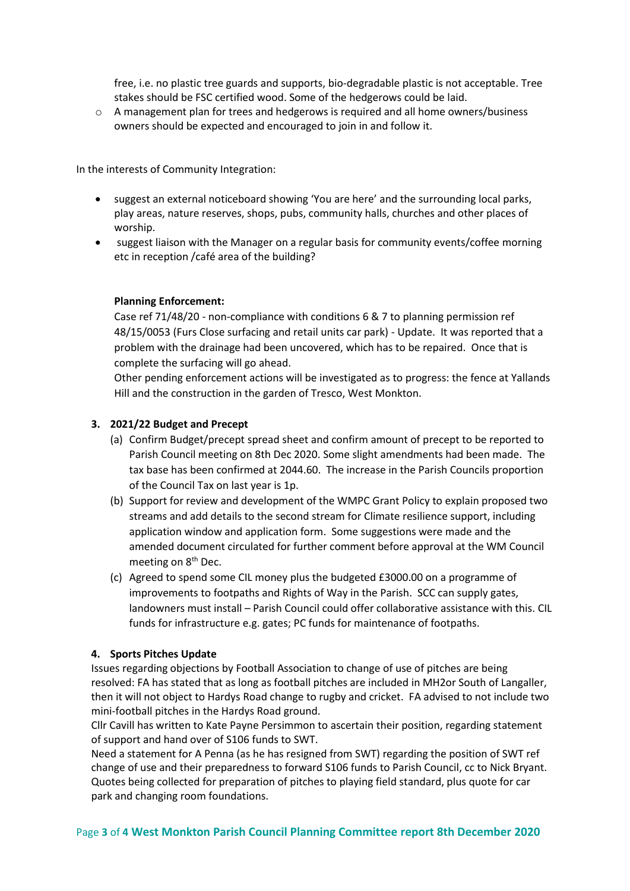free, i.e. no plastic tree guards and supports, bio-degradable plastic is not acceptable. Tree stakes should be FSC certified wood. Some of the hedgerows could be laid.

- A management plan for trees and hedgerows is required and all home owners/business owners should be expected and encouraged to join in and follow it.

In the interests of Community Integration:

- suggest an external noticeboard showing 'You are here' and the surrounding local parks, play areas, nature reserves, shops, pubs, community halls, churches and other places of worship.
- suggest liaison with the Manager on a regular basis for community events/coffee morning etc in reception /café area of the building?

**Planning Enforcement:**

Case ref 71/48/20 - non-compliance with conditions 6 & 7 to planning permission ref 48/15/0053 (Furs Close surfacing and retail units car park) - Update. It was reported that a problem with the drainage had been uncovered, which has to be repaired. Once that is complete the surfacing will go ahead.

Other pending enforcement actions will be investigated as to progress: the fence at Yallands Hill and the construction in the garden of Tresco, West Monkton.

**3. 2021/22 Budget and Precept**

(a) Confirm Budget/precept spread sheet and confirm amount of precept to be reported to Parish Council meeting on 8th Dec 2020. Some slight amendments had been made. The tax base has been confirmed at 2044.60. The increase in the Parish Councils proportion of the Council Tax on last year is 1p.

(b) Support for review and development of the WMPC Grant Policy to explain proposed two streams and add details to the second stream for Climate resilience support, including application window and application form. Some suggestions were made and the amended document circulated for further comment before approval at the WM Council meeting on 8th Dec.

(c) Agreed to spend some CIL money plus the budgeted £3000.00 on a programme of improvements to footpaths and Rights of Way in the Parish. SCC can supply gates, landowners must install – Parish Council could offer collaborative assistance with this. CIL funds for infrastructure e.g. gates; PC funds for maintenance of footpaths.

**4. Sports Pitches Update**

Issues regarding objections by Football Association to change of use of pitches are being resolved: FA has stated that as long as football pitches are included in MH2or South of Langaller, then it will not object to Hardys Road change to rugby and cricket. FA advised to not include two mini-football pitches in the Hardys Road ground.

Cllr Cavill has written to Kate Payne Persimmon to ascertain their position, regarding statement of support and hand over of S106 funds to SWT.

Need a statement for A Penna (as he has resigned from SWT) regarding the position of SWT ref change of use and their preparedness to forward S106 funds to Parish Council, cc to Nick Bryant.

Quotes being collected for preparation of pitches to playing field standard, plus quote for car park and changing room foundations.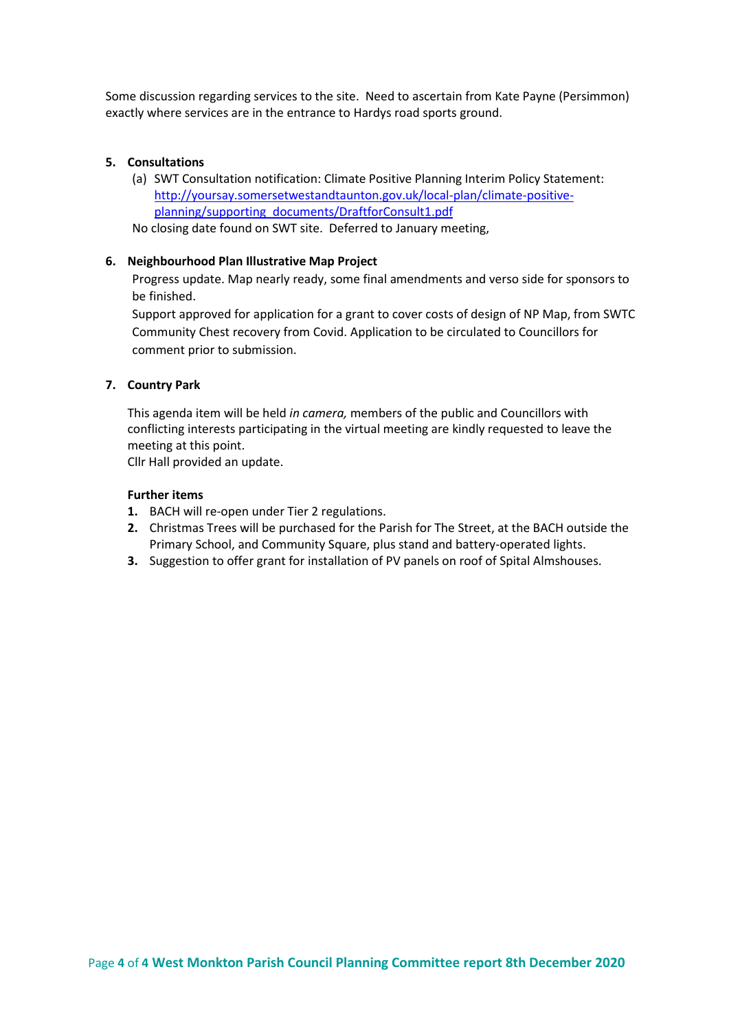Some discussion regarding services to the site. Need to ascertain from Kate Payne (Persimmon) exactly where services are in the entrance to Hardys road sports ground.

**5. Consultations**

(a) SWT Consultation notification: Climate Positive Planning Interim Policy Statement: [http://yoursay.somersetwestandtaunton.gov.uk/local-plan/climate-positive-planning/supporting_documents/DraftforConsult1.pdf](http://yoursay.somersetwestandtaunton.gov.uk/local-plan/climate-positive-planning/supporting_documents/DraftforConsult1.pdf)

No closing date found on SWT site. Deferred to January meeting,

**6. Neighbourhood Plan Illustrative Map Project**

Progress update. Map nearly ready, some final amendments and verso side for sponsors to be finished.

Support approved for application for a grant to cover costs of design of NP Map, from SWTC Community Chest recovery from Covid. Application to be circulated to Councillors for comment prior to submission.

**7. Country Park**

This agenda item will be held *in camera,* members of the public and Councillors with conflicting interests participating in the virtual meeting are kindly requested to leave the meeting at this point.

Cllr Hall provided an update.

**Further items**

1. BACH will re-open under Tier 2 regulations.
2. Christmas Trees will be purchased for the Parish for The Street, at the BACH outside the Primary School, and Community Square, plus stand and battery-operated lights.
3. Suggestion to offer grant for installation of PV panels on roof of Spital Almshouses.